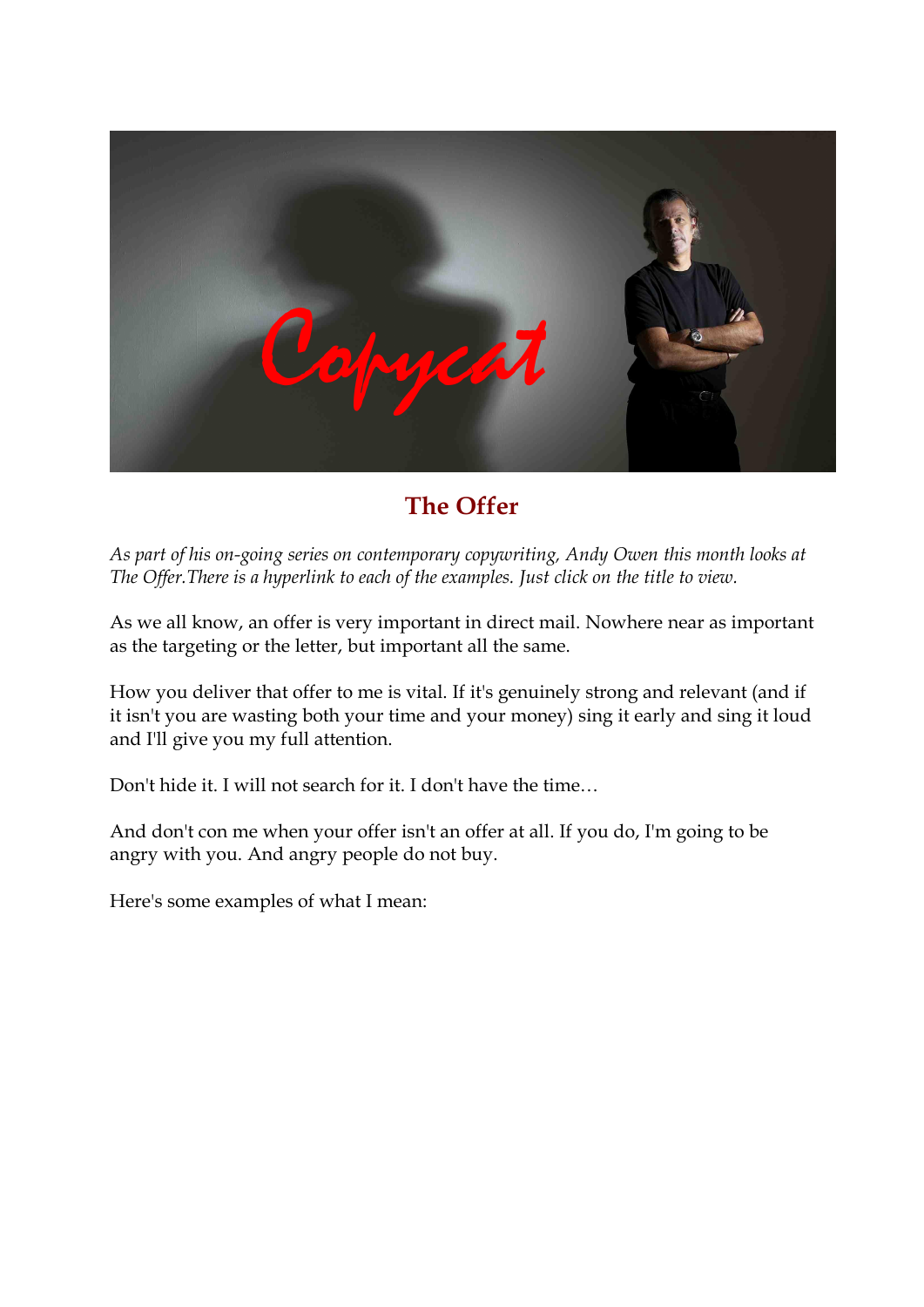## The Offer

*As part of his on-going series on contemporary copywriting, Andy Owen this month looks at The Offer.There is a hyperlink to each of the examples. Just click on the title to view.*

As we all know, an offer is very important in direct mail. Nowhere near as important as the targeting or the letter, but important all the same.

How you deliver that offer to me is vital. If it's genuinely strong and relevant (and if it isn't you are wasting both your time and your money) sing it early and sing it loud and I'll give you my full attention.

Don't hide it. I will not search for it. I don't have the time…

And don't con me when your offer isn't an offer at all. If you do, I'm going to be angry with you. And angry people do not buy.

Here's some examples of what I mean: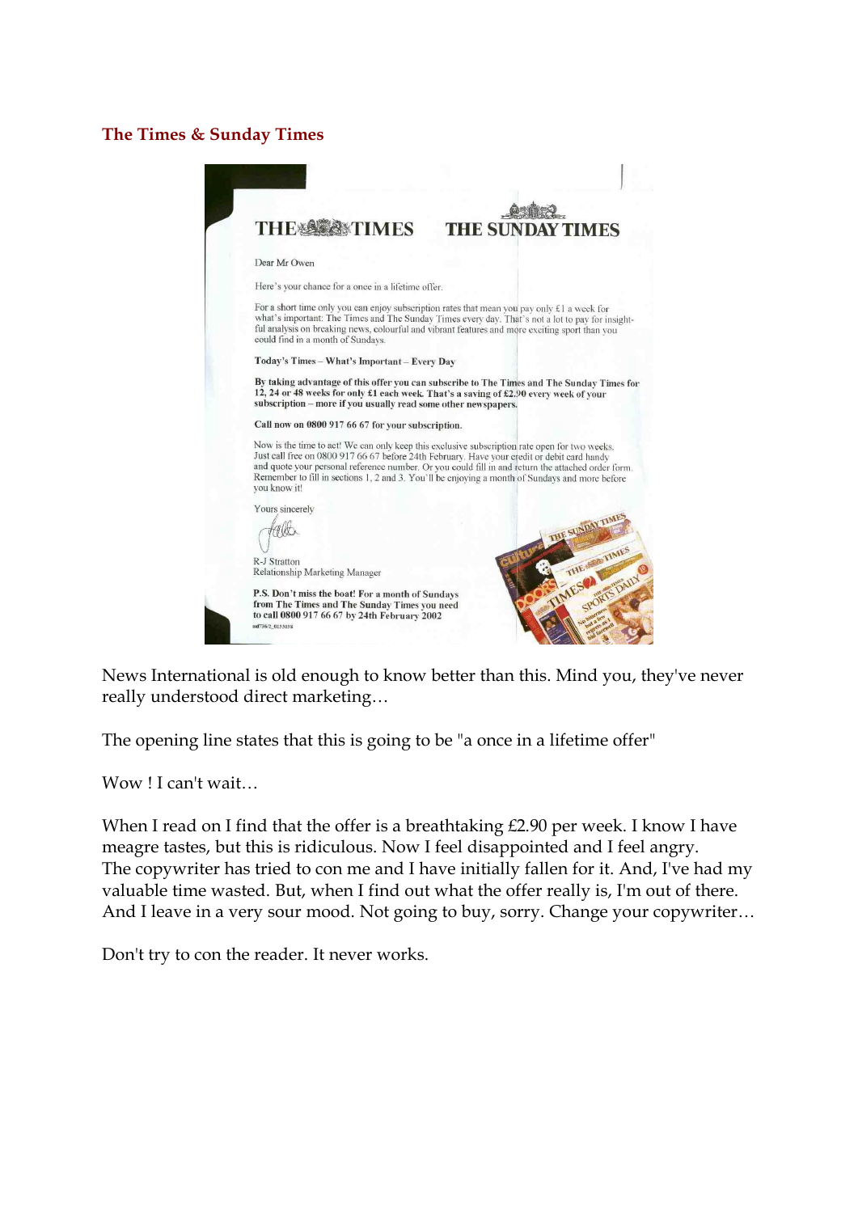## The Times & Sunday Times

THE TIMES THE SUNDAY TIMES

Dear Mr Owen

Here's your chance for a once in a lifetime offer.

For a short time only you can enjoy subscription rates that mean you pay only £1 a week for what's important: The Times and The Sunday Times every day. That's not a lot to pay for insightful analysis on breaking news, colourful and vibrant features and more exciting sport than you could find in a month of Sundays.

**Today's Times – What's Important – Every Day**

**By taking advantage of this offer you can subscribe to The Times and The Sunday Times for 12, 24 or 48 weeks for only £1 each week. That's a saving of £2.90 every week of your subscription – more if you usually read some other newspapers.**

**Call now on 0800 917 66 67 for your subscription.**

Now is the time to act! We can only keep this exclusive subscription rate open for two weeks. Just call free on 0800 917 66 67 before 24th February. Have your credit or debit card handy and quote your personal reference number. Or you could fill in and return the attached order form. Remember to fill in sections 1, 2 and 3. You'll be enjoying a month of Sundays and more before you know it!

Yours sincerely

R-J Stratton
Relationship Marketing Manager

**P.S. Don't miss the boat! For a month of Sundays from The Times and The Sunday Times you need to call 0800 917 66 67 by 24th February 2002**

News International is old enough to know better than this. Mind you, they've never really understood direct marketing…

The opening line states that this is going to be "a once in a lifetime offer"

Wow ! I can't wait…

When I read on I find that the offer is a breathtaking £2.90 per week. I know I have meagre tastes, but this is ridiculous. Now I feel disappointed and I feel angry. The copywriter has tried to con me and I have initially fallen for it. And, I've had my valuable time wasted. But, when I find out what the offer really is, I'm out of there. And I leave in a very sour mood. Not going to buy, sorry. Change your copywriter…

Don't try to con the reader. It never works.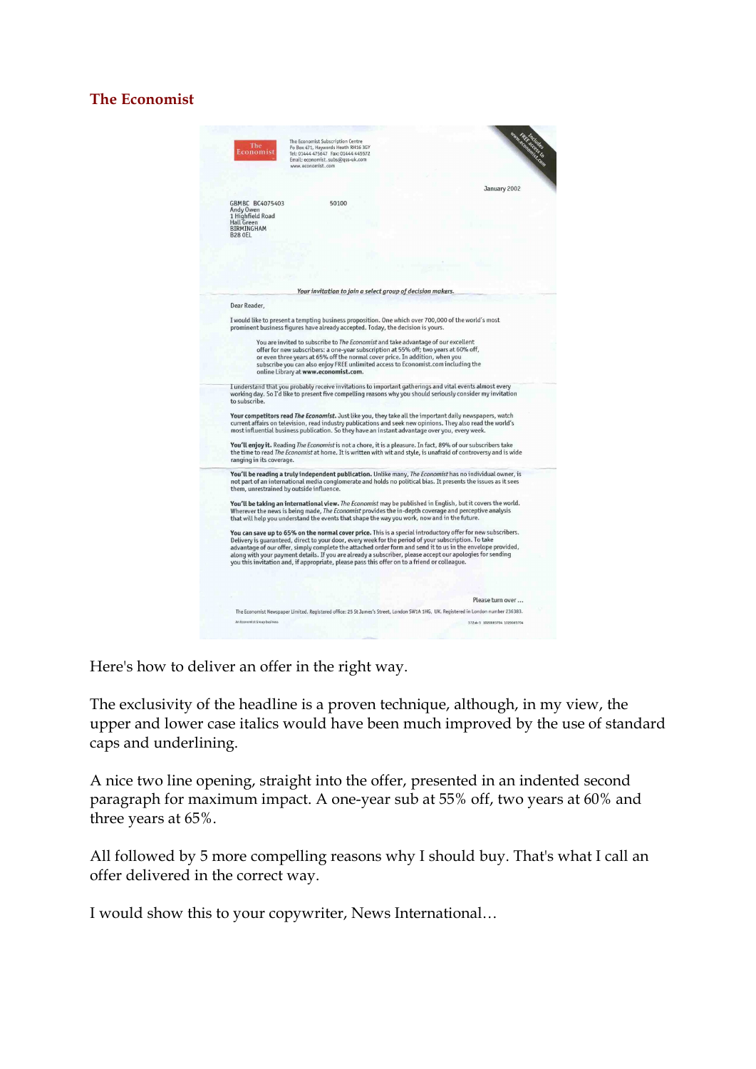## The Economist

The Economist Subscription Centre
Po Box 471, Haywards Heath RH16 3GY
Tel: 01444 475647 Fax: 01444 445572
Email: economist.subs@qss-uk.com
www.economist.com

Includes FREE access to www.economist.com

January 2002

GBMBC BC4075403 50100
Andy Owen
1 Highfield Road
Hall Green
BIRMINGHAM
B28 0EL

*Your invitation to join a select group of decision makers.*

Dear Reader,

I would like to present a tempting business proposition. One which over 700,000 of the world's most prominent business figures have already accepted. Today, the decision is yours.

> You are invited to subscribe to *The Economist* and take advantage of our excellent offer for new subscribers: a one-year subscription at 55% off; two years at 60% off, or even three years at 65% off the normal cover price. In addition, when you subscribe you can also enjoy FREE unlimited access to Economist.com including the online Library at **www.economist.com**.

I understand that you probably receive invitations to important gatherings and vital events almost every working day. So I'd like to present five compelling reasons why you should seriously consider my invitation to subscribe.

**Your competitors read *The Economist*.** Just like you, they take all the important daily newspapers, watch current affairs on television, read industry publications and seek new opinions. They also read the world's most influential business publication. So they have an instant advantage over you, every week.

**You'll enjoy it.** Reading *The Economist* is not a chore, it is a pleasure. In fact, 89% of our subscribers take the time to read *The Economist* at home. It is written with wit and style, is unafraid of controversy and is wide ranging in its coverage.

**You'll be reading a truly independent publication.** Unlike many, *The Economist* has no individual owner, is not part of an international media conglomerate and holds no political bias. It presents the issues as it sees them, unrestrained by outside influence.

**You'll be taking an international view.** *The Economist* may be published in English, but it covers the world. Wherever the news is being made, *The Economist* provides the in-depth coverage and perceptive analysis that will help you understand the events that shape the way you work, now and in the future.

**You can save up to 65% on the normal cover price.** This is a special introductory offer for new subscribers. Delivery is guaranteed, direct to your door, every week for the period of your subscription. To take advantage of our offer, simply complete the attached order form and send it to us in the envelope provided, along with your payment details. If you are already a subscriber, please accept our apologies for sending you this invitation and, if appropriate, please pass this offer on to a friend or colleague.

Please turn over ...

The Economist Newspaper Limited. Registered office: 25 St James's Street, London SW1A 1HG, UK. Registered in London number 236383.

Here's how to deliver an offer in the right way.

The exclusivity of the headline is a proven technique, although, in my view, the upper and lower case italics would have been much improved by the use of standard caps and underlining.

A nice two line opening, straight into the offer, presented in an indented second paragraph for maximum impact. A one-year sub at 55% off, two years at 60% and three years at 65%.

All followed by 5 more compelling reasons why I should buy. That's what I call an offer delivered in the correct way.

I would show this to your copywriter, News International…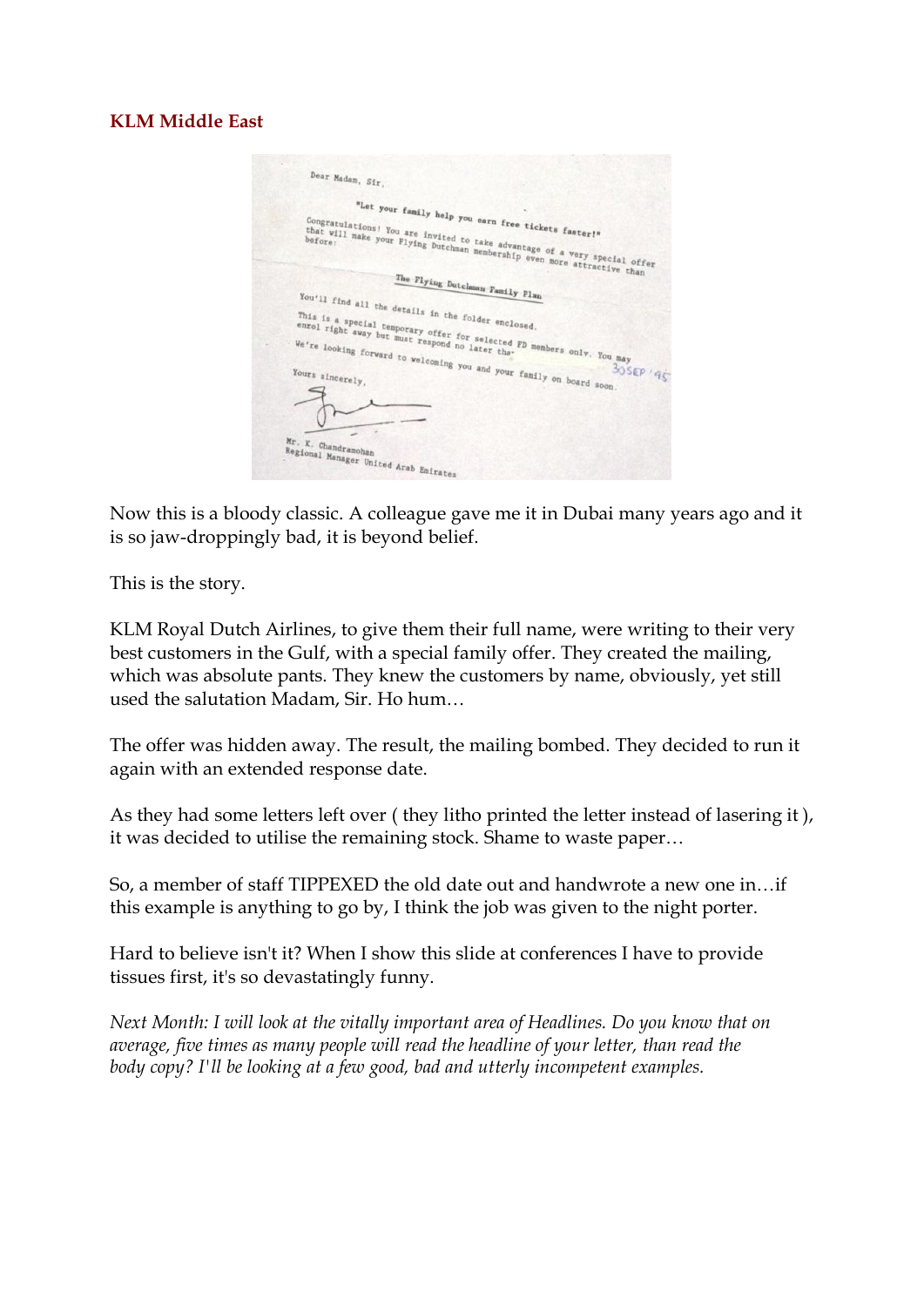## KLM Middle East

Dear Madam, Sir,

"Let your family help you earn free tickets faster!"

Congratulations! You are invited to take advantage of a very special offer that will make your Flying Dutchman membership even more attractive than before:

The Flying Dutchman Family Plan

You'll find all the details in the folder enclosed.

This is a special temporary offer for selected FD members only. You may enrol right away but must respond no later than 30 SEP '95

We're looking forward to welcoming you and your family on board soon.

Yours sincerely,

Mr. K. Chandramohan
Regional Manager United Arab Emirates

Now this is a bloody classic. A colleague gave me it in Dubai many years ago and it is so jaw-droppingly bad, it is beyond belief.

This is the story.

KLM Royal Dutch Airlines, to give them their full name, were writing to their very best customers in the Gulf, with a special family offer. They created the mailing, which was absolute pants. They knew the customers by name, obviously, yet still used the salutation Madam, Sir. Ho hum…

The offer was hidden away. The result, the mailing bombed. They decided to run it again with an extended response date.

As they had some letters left over ( they litho printed the letter instead of lasering it ), it was decided to utilise the remaining stock. Shame to waste paper…

So, a member of staff TIPPEXED the old date out and handwrote a new one in…if this example is anything to go by, I think the job was given to the night porter.

Hard to believe isn't it? When I show this slide at conferences I have to provide tissues first, it's so devastatingly funny.

*Next Month: I will look at the vitally important area of Headlines. Do you know that on average, five times as many people will read the headline of your letter, than read the body copy? I'll be looking at a few good, bad and utterly incompetent examples.*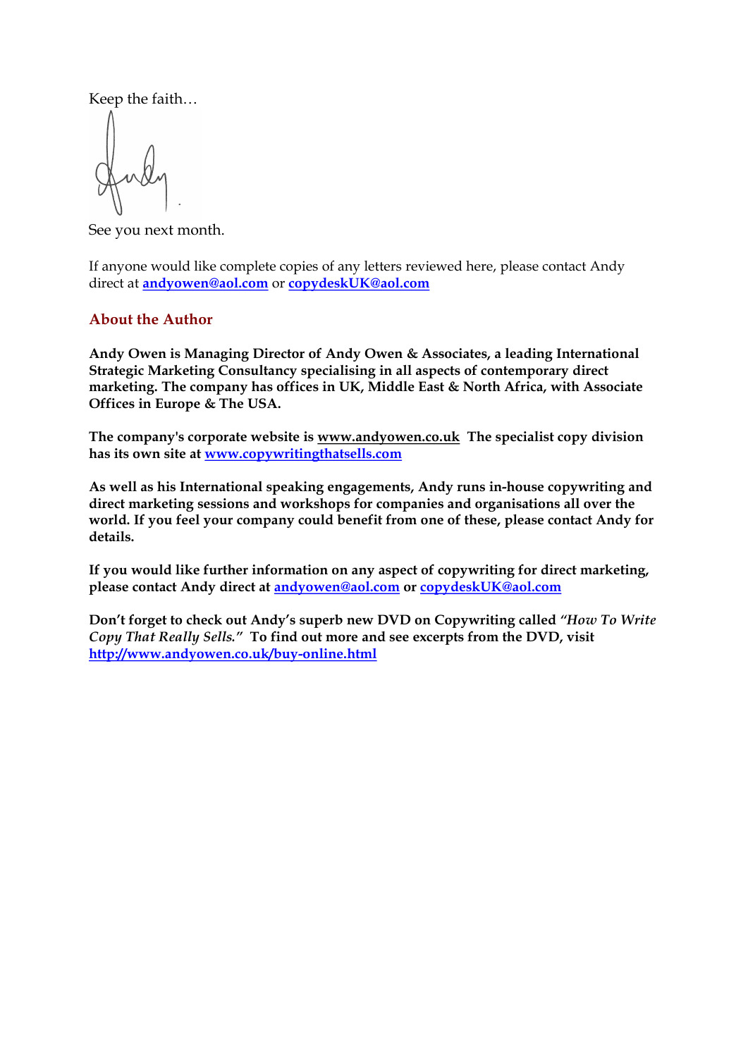Keep the faith…

See you next month.

If anyone would like complete copies of any letters reviewed here, please contact Andy direct at **andyowen@aol.com** or **copydeskUK@aol.com**

## About the Author

**Andy Owen is Managing Director of Andy Owen & Associates, a leading International Strategic Marketing Consultancy specialising in all aspects of contemporary direct marketing. The company has offices in UK, Middle East & North Africa, with Associate Offices in Europe & The USA.**

**The company's corporate website is www.andyowen.co.uk The specialist copy division has its own site at www.copywritingthatsells.com**

**As well as his International speaking engagements, Andy runs in-house copywriting and direct marketing sessions and workshops for companies and organisations all over the world. If you feel your company could benefit from one of these, please contact Andy for details.**

**If you would like further information on any aspect of copywriting for direct marketing, please contact Andy direct at andyowen@aol.com or copydeskUK@aol.com**

**Don't forget to check out Andy's superb new DVD on Copywriting called *"How To Write Copy That Really Sells."* To find out more and see excerpts from the DVD, visit http://www.andyowen.co.uk/buy-online.html**